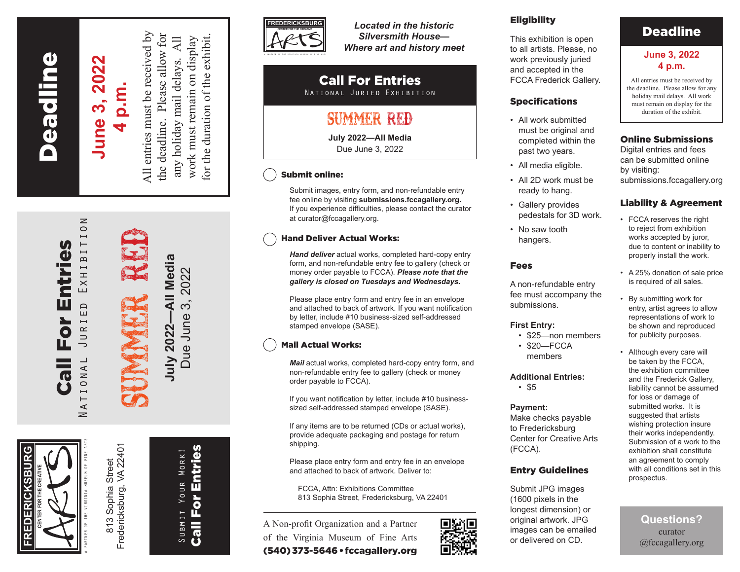# Deadline

**June 3, 2022**
**4 p.m.**

All entries must be received by the deadline. Please allow for any holiday mail delays. All work must remain on display for the duration of the exhibit.

# Call For Entries

NATIONAL JURIED EXHIBITION

SUMMER RED

**July 2022—All Media**
Due June 3, 2022

FREDERICKSBURG ARTS — CENTER FOR THE CREATIVE ARTS
A PARTNER OF THE VIRGINIA MUSEUM OF FINE ARTS

813 Sophia Street
Fredericksburg, VA 22401

SUBMIT YOUR WORK!
**Call For Entries**

---

FREDERICKSBURG CENTER FOR THE CREATIVE ARTS
A PARTNER OF THE VIRGINIA MUSEUM OF FINE ARTS

*Located in the historic Silversmith House—Where art and history meet*

## Call For Entries

NATIONAL JURIED EXHIBITION

SUMMER RED

**July 2022—All Media**
Due June 3, 2022

### Submit online:

Submit images, entry form, and non-refundable entry fee online by visiting **submissions.fccagallery.org.** If you experience difficulties, please contact the curator at curator@fccagallery.org.

### Hand Deliver Actual Works:

***Hand deliver*** actual works, completed hard-copy entry form, and non-refundable entry fee to gallery (check or money order payable to FCCA). ***Please note that the gallery is closed on Tuesdays and Wednesdays.***

Please place entry form and entry fee in an envelope and attached to back of artwork. If you want notification by letter, include #10 business-sized self-addressed stamped envelope (SASE).

### Mail Actual Works:

***Mail*** actual works, completed hard-copy entry form, and non-refundable entry fee to gallery (check or money order payable to FCCA).

If you want notification by letter, include #10 business-sized self-addressed stamped envelope (SASE).

If any items are to be returned (CDs or actual works), provide adequate packaging and postage for return shipping.

Please place entry form and entry fee in an envelope and attached to back of artwork. Deliver to:

FCCA, Attn: Exhibitions Committee
813 Sophia Street, Fredericksburg, VA 22401

A Non-profit Organization and a Partner of the Virginia Museum of Fine Arts
**(540) 373-5646 • fccagallery.org**

---

### Eligibility

This exhibition is open to all artists. Please, no work previously juried and accepted in the FCCA Frederick Gallery.

### Specifications

- All work submitted must be original and completed within the past two years.
- All media eligible.
- All 2D work must be ready to hang.
- Gallery provides pedestals for 3D work.
- No saw tooth hangers.

### Fees

A non-refundable entry fee must accompany the submissions.

**First Entry:**
- $25—non members
- $20—FCCA members

**Additional Entries:**
- $5

**Payment:**
Make checks payable to Fredericksburg Center for Creative Arts (FCCA).

### Entry Guidelines

Submit JPG images (1600 pixels in the longest dimension) or original artwork. JPG images can be emailed or delivered on CD.

---

## Deadline

**June 3, 2022**
**4 p.m.**

All entries must be received by the deadline. Please allow for any holiday mail delays. All work must remain on display for the duration of the exhibit.

### Online Submissions

Digital entries and fees can be submitted online by visiting: submissions.fccagallery.org

### Liability & Agreement

- FCCA reserves the right to reject from exhibition works accepted by juror, due to content or inability to properly install the work.
- A 25% donation of sale price is required of all sales.
- By submitting work for entry, artist agrees to allow representations of work to be shown and reproduced for publicity purposes.
- Although every care will be taken by the FCCA, the exhibition committee and the Frederick Gallery, liability cannot be assumed for loss or damage of submitted works. It is suggested that artists wishing protection insure their works independently. Submission of a work to the exhibition shall constitute an agreement to comply with all conditions set in this prospectus.

**Questions?**
curator
@fccagallery.org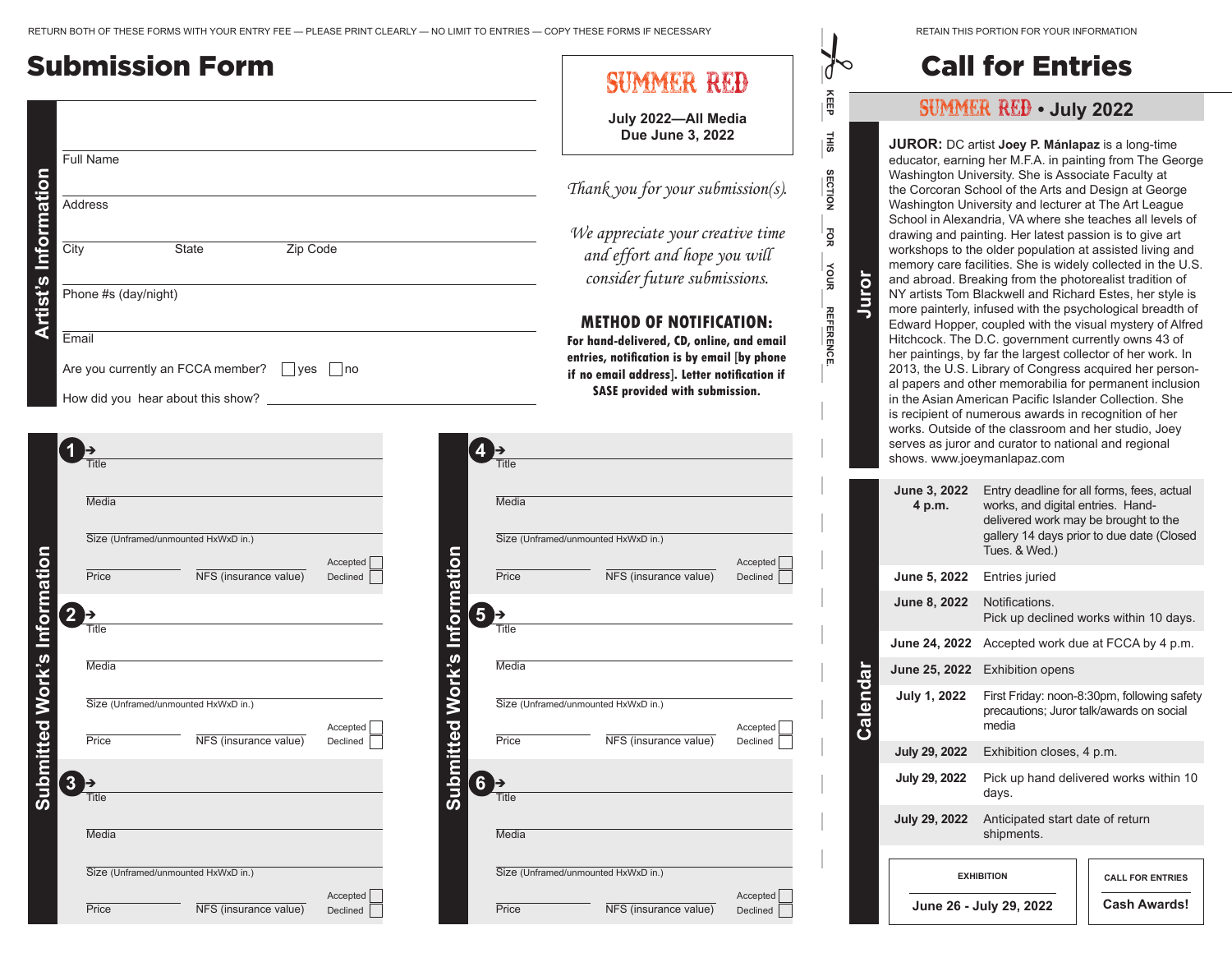RETURN BOTH OF THESE FORMS WITH YOUR ENTRY FEE — PLEASE PRINT CLEARLY — NO LIMIT TO ENTRIES — COPY THESE FORMS IF NECESSARY

# Submission Form

## Artist's Information

Full Name

Address

City State Zip Code

Phone #s (day/night)

Email

Are you currently an FCCA member? ☐ yes ☐ no

How did you hear about this show?

**SUMMER RED**

**July 2022—All Media**
**Due June 3, 2022**

*Thank you for your submission(s).*

*We appreciate your creative time and effort and hope you will consider future submissions.*

**METHOD OF NOTIFICATION:**

**For hand-delivered, CD, online, and email entries, notification is by email [by phone if no email address]. Letter notification if SASE provided with submission.**

## Submitted Work's Information

**1** ➔
Title
Media
Size (Unframed/unmounted HxWxD in.)
Price NFS (insurance value) Accepted ☐ Declined ☐

**2** ➔
Title
Media
Size (Unframed/unmounted HxWxD in.)
Price NFS (insurance value) Accepted ☐ Declined ☐

**3** ➔
Title
Media
Size (Unframed/unmounted HxWxD in.)
Price NFS (insurance value) Accepted ☐ Declined ☐

**4** ➔
Title
Media
Size (Unframed/unmounted HxWxD in.)
Price NFS (insurance value) Accepted ☐ Declined ☐

**5** ➔
Title
Media
Size (Unframed/unmounted HxWxD in.)
Price NFS (insurance value) Accepted ☐ Declined ☐

**6** ➔
Title
Media
Size (Unframed/unmounted HxWxD in.)
Price NFS (insurance value) Accepted ☐ Declined ☐

KEEP THIS SECTION FOR YOUR REFERENCE.

RETAIN THIS PORTION FOR YOUR INFORMATION

# Call for Entries

## SUMMER RED • July 2022

## Juror

**JUROR:** DC artist **Joey P. Mánlapaz** is a long-time educator, earning her M.F.A. in painting from The George Washington University. She is Associate Faculty at the Corcoran School of the Arts and Design at George Washington University and lecturer at The Art League School in Alexandria, VA where she teaches all levels of drawing and painting. Her latest passion is to give art workshops to the older population at assisted living and memory care facilities. She is widely collected in the U.S. and abroad. Breaking from the photorealist tradition of NY artists Tom Blackwell and Richard Estes, her style is more painterly, infused with the psychological breadth of Edward Hopper, coupled with the visual mystery of Alfred Hitchcock. The D.C. government currently owns 43 of her paintings, by far the largest collector of her work. In 2013, the U.S. Library of Congress acquired her personal papers and other memorabilia for permanent inclusion in the Asian American Pacific Islander Collection. She is recipient of numerous awards in recognition of her works. Outside of the classroom and her studio, Joey serves as juror and curator to national and regional shows. www.joeymanlapaz.com

## Calendar

| | |
|---|---|
| **June 3, 2022 4 p.m.** | Entry deadline for all forms, fees, actual works, and digital entries. Hand-delivered work may be brought to the gallery 14 days prior to due date (Closed Tues. & Wed.) |
| **June 5, 2022** | Entries juried |
| **June 8, 2022** | Notifications. Pick up declined works within 10 days. |
| **June 24, 2022** | Accepted work due at FCCA by 4 p.m. |
| **June 25, 2022** | Exhibition opens |
| **July 1, 2022** | First Friday: noon-8:30pm, following safety precautions; Juror talk/awards on social media |
| **July 29, 2022** | Exhibition closes, 4 p.m. |
| **July 29, 2022** | Pick up hand delivered works within 10 days. |
| **July 29, 2022** | Anticipated start date of return shipments. |

**EXHIBITION**
**June 26 - July 29, 2022**

**CALL FOR ENTRIES**
**Cash Awards!**